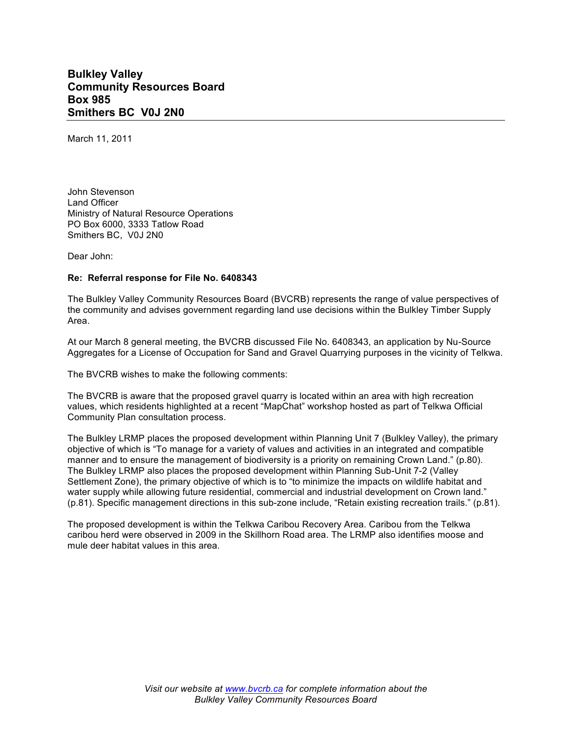**Bulkley Valley**
**Community Resources Board**
**Box 985**
**Smithers BC V0J 2N0**

March 11, 2011

John Stevenson
Land Officer
Ministry of Natural Resource Operations
PO Box 6000, 3333 Tatlow Road
Smithers BC, V0J 2N0

Dear John:

**Re: Referral response for File No. 6408343**

The Bulkley Valley Community Resources Board (BVCRB) represents the range of value perspectives of the community and advises government regarding land use decisions within the Bulkley Timber Supply Area.

At our March 8 general meeting, the BVCRB discussed File No. 6408343, an application by Nu-Source Aggregates for a License of Occupation for Sand and Gravel Quarrying purposes in the vicinity of Telkwa.

The BVCRB wishes to make the following comments:

The BVCRB is aware that the proposed gravel quarry is located within an area with high recreation values, which residents highlighted at a recent "MapChat" workshop hosted as part of Telkwa Official Community Plan consultation process.

The Bulkley LRMP places the proposed development within Planning Unit 7 (Bulkley Valley), the primary objective of which is "To manage for a variety of values and activities in an integrated and compatible manner and to ensure the management of biodiversity is a priority on remaining Crown Land." (p.80). The Bulkley LRMP also places the proposed development within Planning Sub-Unit 7-2 (Valley Settlement Zone), the primary objective of which is to "to minimize the impacts on wildlife habitat and water supply while allowing future residential, commercial and industrial development on Crown land." (p.81). Specific management directions in this sub-zone include, "Retain existing recreation trails." (p.81).

The proposed development is within the Telkwa Caribou Recovery Area. Caribou from the Telkwa caribou herd were observed in 2009 in the Skillhorn Road area. The LRMP also identifies moose and mule deer habitat values in this area.

*Visit our website at [www.bvcrb.ca](http://www.bvcrb.ca) for complete information about the Bulkley Valley Community Resources Board*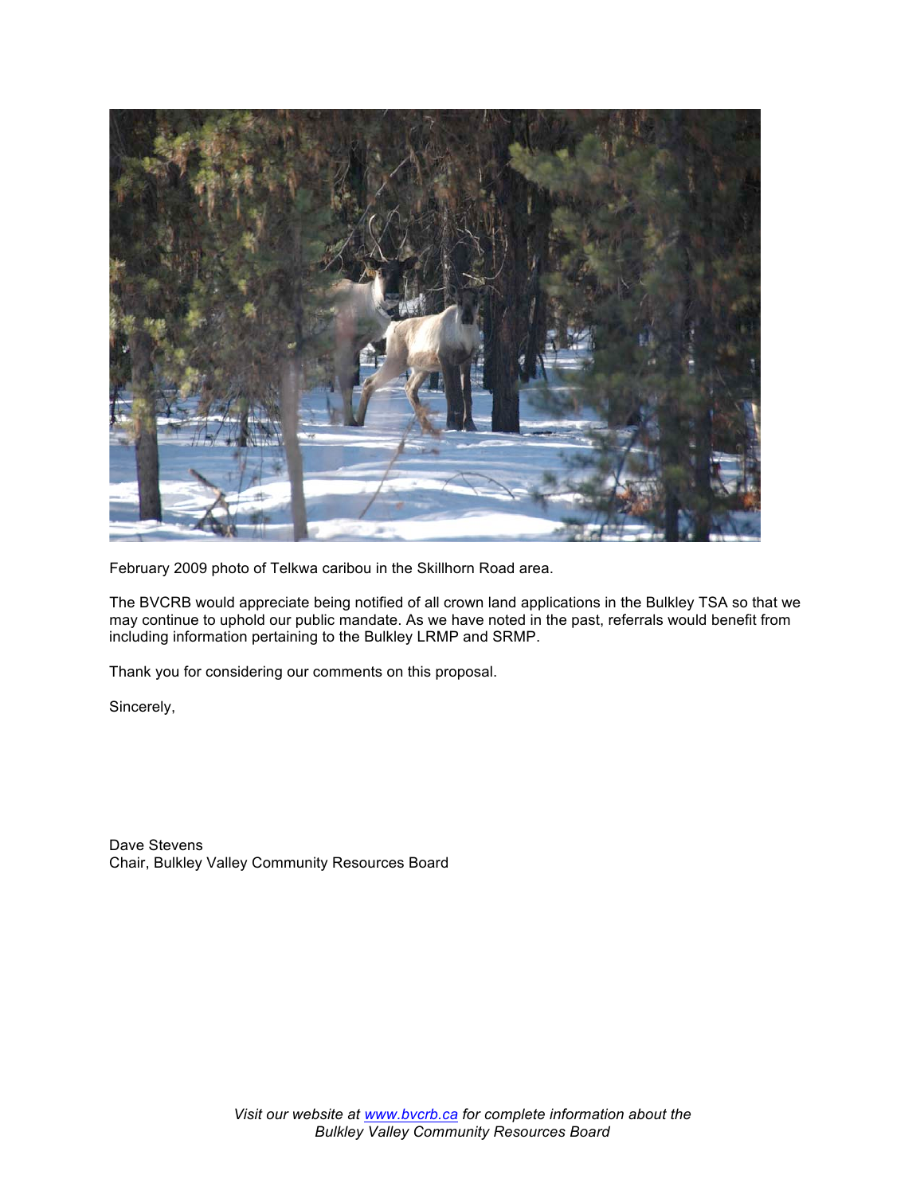February 2009 photo of Telkwa caribou in the Skillhorn Road area.

The BVCRB would appreciate being notified of all crown land applications in the Bulkley TSA so that we may continue to uphold our public mandate. As we have noted in the past, referrals would benefit from including information pertaining to the Bulkley LRMP and SRMP.

Thank you for considering our comments on this proposal.

Sincerely,

Dave Stevens
Chair, Bulkley Valley Community Resources Board

*Visit our website at [www.bvcrb.ca](http://www.bvcrb.ca) for complete information about the Bulkley Valley Community Resources Board*